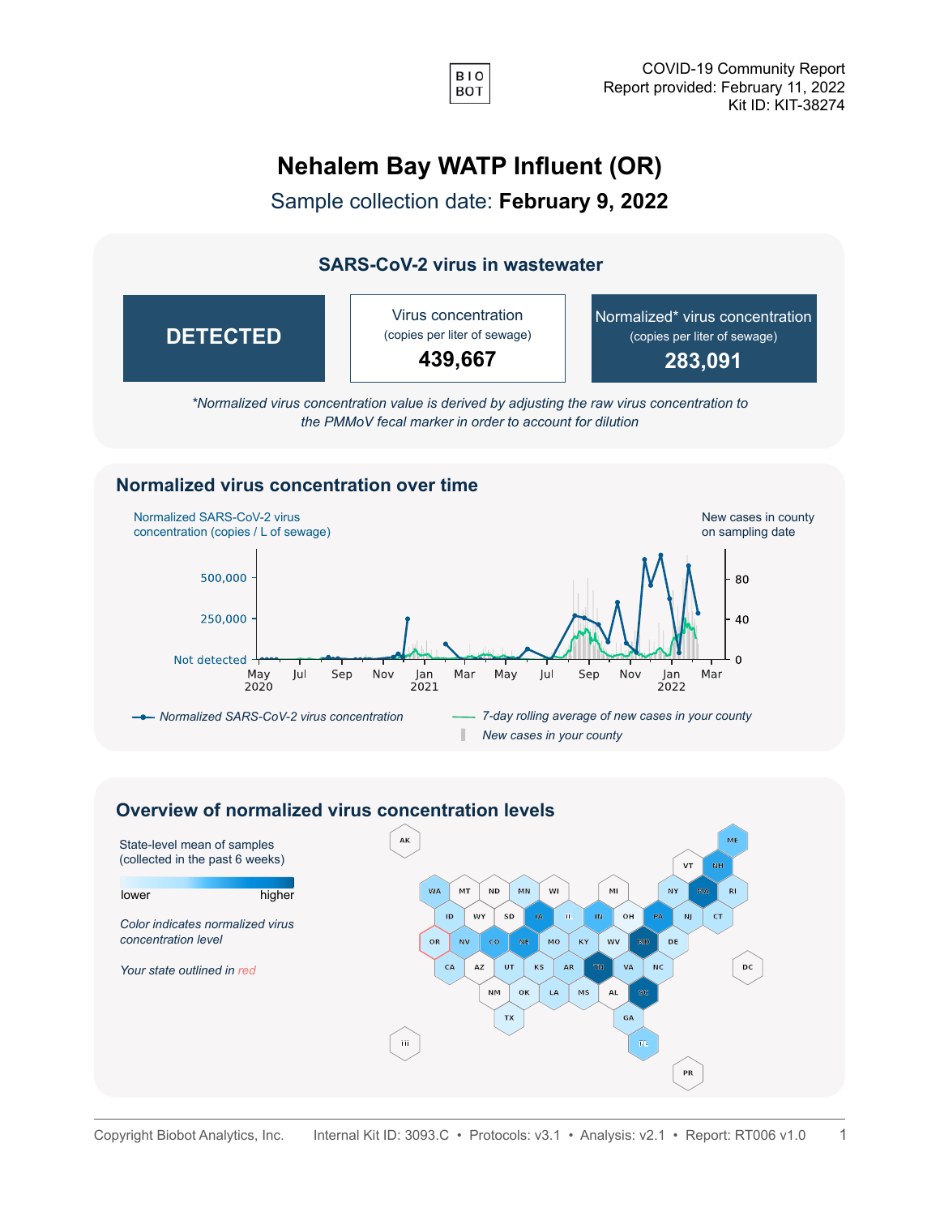BIO
BOT

COVID-19 Community Report
Report provided: February 11, 2022
Kit ID: KIT-38274

# Nehalem Bay WATP Influent (OR)

Sample collection date: **February 9, 2022**

## SARS-CoV-2 virus in wastewater

| DETECTED | Virus concentration (copies per liter of sewage) | Normalized* virus concentration (copies per liter of sewage) |
|---|---|---|
| | **439,667** | **283,091** |

*\*Normalized virus concentration value is derived by adjusting the raw virus concentration to the PMMoV fecal marker in order to account for dilution*

## Normalized virus concentration over time

Normalized SARS-CoV-2 virus concentration (copies / L of sewage)

New cases in county on sampling date

Left axis: Not detected, 250,000, 500,000
Right axis: 0, 40, 80
X axis: May 2020, Jul, Sep, Nov, Jan 2021, Mar, May, Jul, Sep, Nov, Jan 2022, Mar

*Normalized SARS-CoV-2 virus concentration*
*7-day rolling average of new cases in your county*
*New cases in your county*

## Overview of normalized virus concentration levels

State-level mean of samples (collected in the past 6 weeks)

lower — higher

*Color indicates normalized virus concentration level*

*Your state outlined in red*

AK, ME, VT, NH, WA, MT, ND, MN, WI, MI, NY, MA, RI, ID, WY, SD, IA, IL, IN, OH, PA, NJ, CT, OR, NV, CO, NE, MO, KY, WV, MD, DE, CA, AZ, UT, KS, AR, TN, VA, NC, DC, NM, OK, LA, MS, AL, SC, TX, GA, HI, FL, PR

Copyright Biobot Analytics, Inc. Internal Kit ID: 3093.C • Protocols: v3.1 • Analysis: v2.1 • Report: RT006 v1.0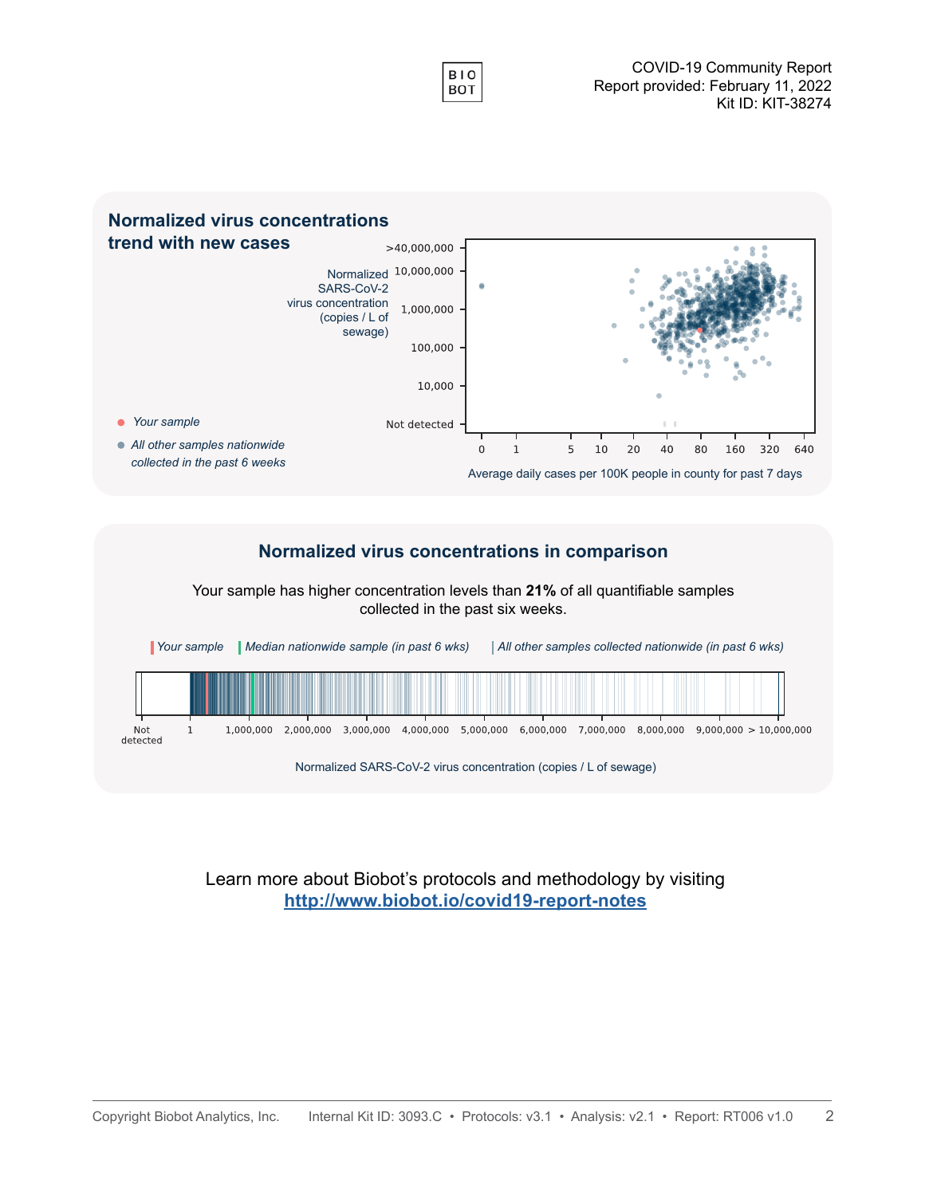COVID-19 Community Report
Report provided: February 11, 2022
Kit ID: KIT-38274

## Normalized virus concentrations trend with new cases

Normalized SARS-CoV-2 virus concentration (copies / L of sewage)

>40,000,000
10,000,000
1,000,000
100,000
10,000
Not detected

0
1
5
10
20
40
80
160
320
640

Average daily cases per 100K people in county for past 7 days

*Your sample*

*All other samples nationwide collected in the past 6 weeks*

## Normalized virus concentrations in comparison

Your sample has higher concentration levels than **21%** of all quantifiable samples collected in the past six weeks.

*Your sample* | *Median nationwide sample (in past 6 wks)* | *All other samples collected nationwide (in past 6 wks)*

Not detected
1
1,000,000
2,000,000
3,000,000
4,000,000
5,000,000
6,000,000
7,000,000
8,000,000
9,000,000
> 10,000,000

Normalized SARS-CoV-2 virus concentration (copies / L of sewage)

Learn more about Biobot's protocols and methodology by visiting
**http://www.biobot.io/covid19-report-notes**

Copyright Biobot Analytics, Inc. Internal Kit ID: 3093.C • Protocols: v3.1 • Analysis: v2.1 • Report: RT006 v1.0